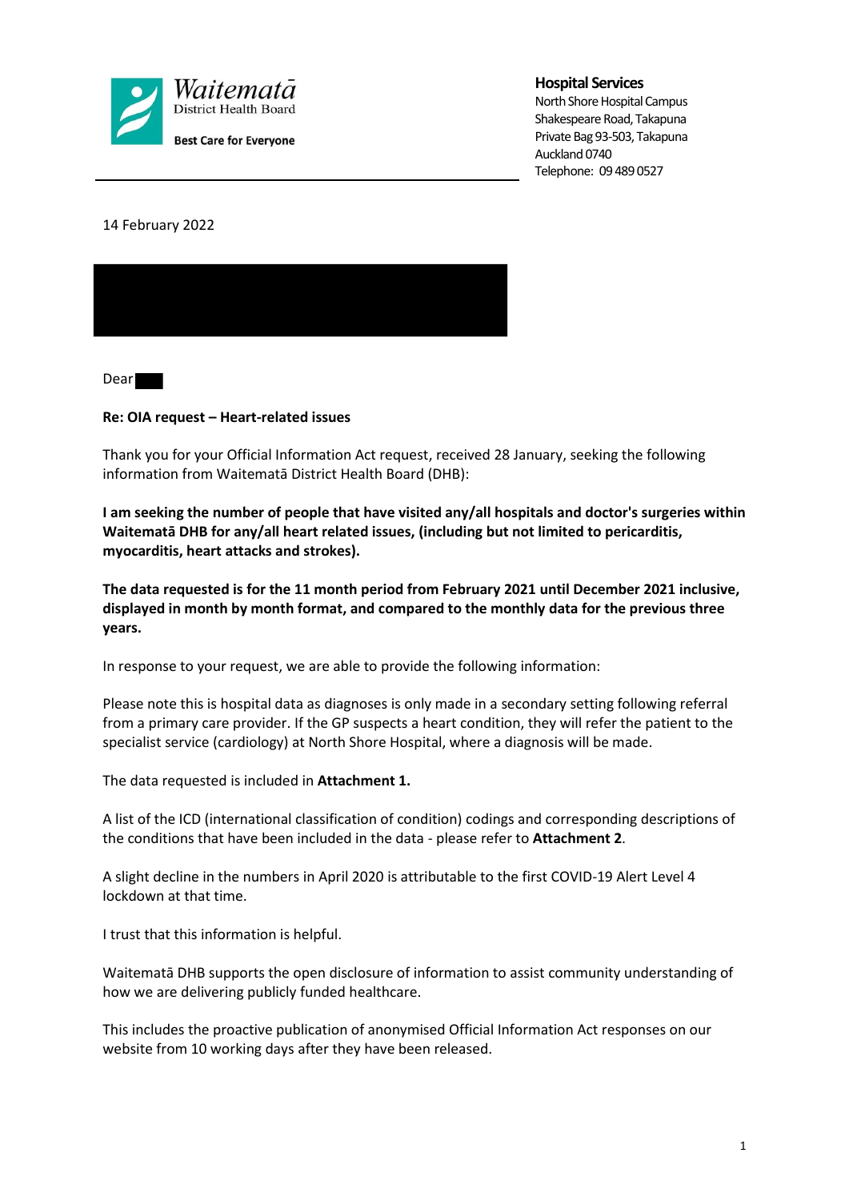Waitematā
District Health Board

**Best Care for Everyone**

**Hospital Services**
North Shore Hospital Campus
Shakespeare Road, Takapuna
Private Bag 93-503, Takapuna
Auckland 0740
Telephone: 09 489 0527

14 February 2022

Dear

**Re: OIA request – Heart-related issues**

Thank you for your Official Information Act request, received 28 January, seeking the following information from Waitematā District Health Board (DHB):

**I am seeking the number of people that have visited any/all hospitals and doctor's surgeries within Waitematā DHB for any/all heart related issues, (including but not limited to pericarditis, myocarditis, heart attacks and strokes).**

**The data requested is for the 11 month period from February 2021 until December 2021 inclusive, displayed in month by month format, and compared to the monthly data for the previous three years.**

In response to your request, we are able to provide the following information:

Please note this is hospital data as diagnoses is only made in a secondary setting following referral from a primary care provider. If the GP suspects a heart condition, they will refer the patient to the specialist service (cardiology) at North Shore Hospital, where a diagnosis will be made.

The data requested is included in **Attachment 1.**

A list of the ICD (international classification of condition) codings and corresponding descriptions of the conditions that have been included in the data - please refer to **Attachment 2**.

A slight decline in the numbers in April 2020 is attributable to the first COVID-19 Alert Level 4 lockdown at that time.

I trust that this information is helpful.

Waitematā DHB supports the open disclosure of information to assist community understanding of how we are delivering publicly funded healthcare.

This includes the proactive publication of anonymised Official Information Act responses on our website from 10 working days after they have been released.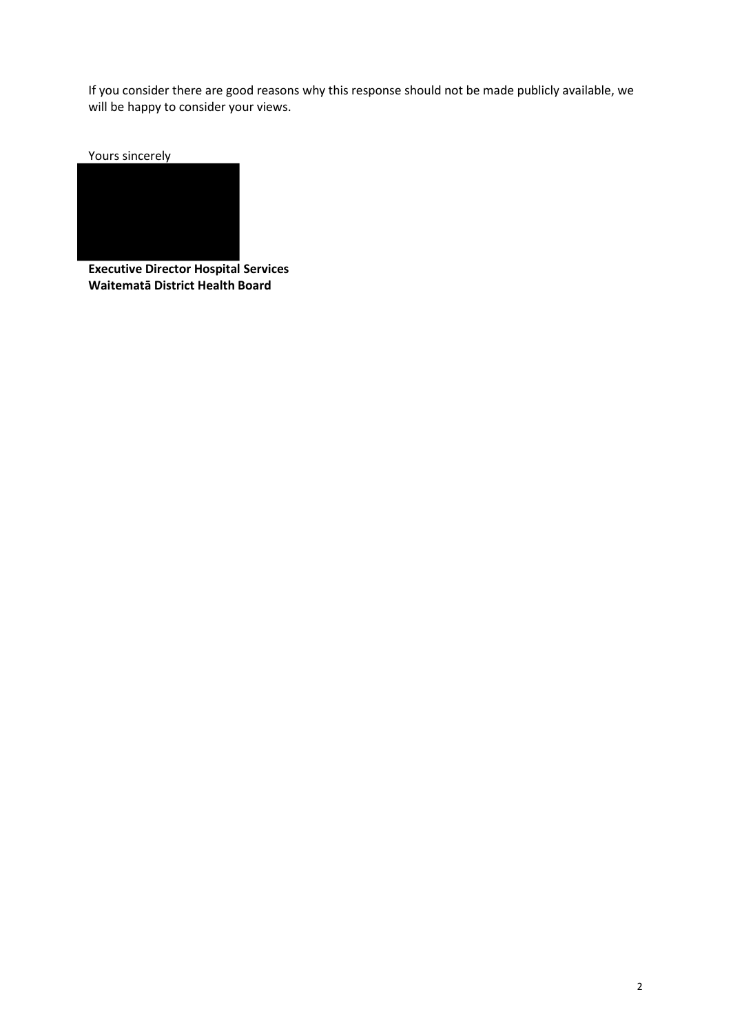If you consider there are good reasons why this response should not be made publicly available, we will be happy to consider your views.

Yours sincerely

**Executive Director Hospital Services**
**Waitematā District Health Board**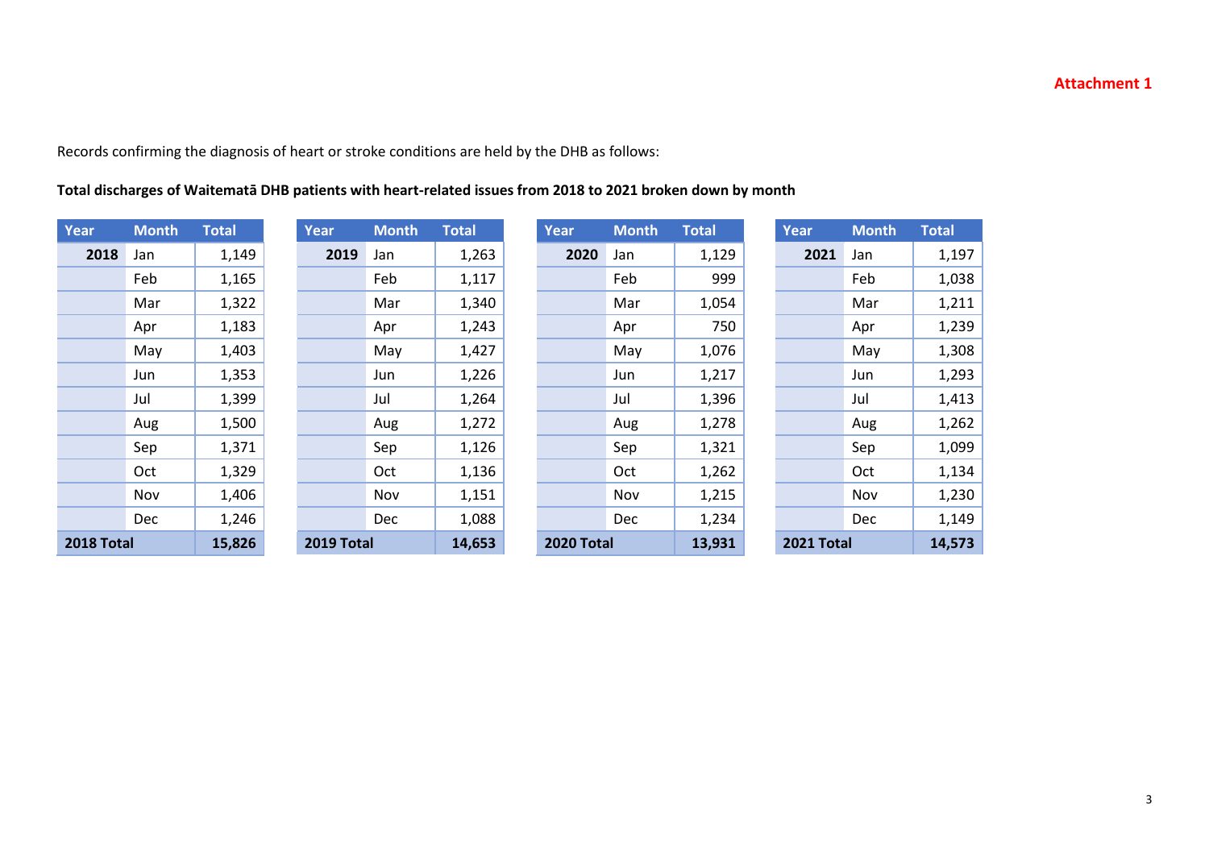**Attachment 1**

Records confirming the diagnosis of heart or stroke conditions are held by the DHB as follows:

**Total discharges of Waitematā DHB patients with heart-related issues from 2018 to 2021 broken down by month**

| Year | Month | Total |
|---|---|---|
| **2018** | Jan | 1,149 |
| | Feb | 1,165 |
| | Mar | 1,322 |
| | Apr | 1,183 |
| | May | 1,403 |
| | Jun | 1,353 |
| | Jul | 1,399 |
| | Aug | 1,500 |
| | Sep | 1,371 |
| | Oct | 1,329 |
| | Nov | 1,406 |
| | Dec | 1,246 |
| **2018 Total** | | **15,826** |

| Year | Month | Total |
|---|---|---|
| **2019** | Jan | 1,263 |
| | Feb | 1,117 |
| | Mar | 1,340 |
| | Apr | 1,243 |
| | May | 1,427 |
| | Jun | 1,226 |
| | Jul | 1,264 |
| | Aug | 1,272 |
| | Sep | 1,126 |
| | Oct | 1,136 |
| | Nov | 1,151 |
| | Dec | 1,088 |
| **2019 Total** | | **14,653** |

| Year | Month | Total |
|---|---|---|
| **2020** | Jan | 1,129 |
| | Feb | 999 |
| | Mar | 1,054 |
| | Apr | 750 |
| | May | 1,076 |
| | Jun | 1,217 |
| | Jul | 1,396 |
| | Aug | 1,278 |
| | Sep | 1,321 |
| | Oct | 1,262 |
| | Nov | 1,215 |
| | Dec | 1,234 |
| **2020 Total** | | **13,931** |

| Year | Month | Total |
|---|---|---|
| **2021** | Jan | 1,197 |
| | Feb | 1,038 |
| | Mar | 1,211 |
| | Apr | 1,239 |
| | May | 1,308 |
| | Jun | 1,293 |
| | Jul | 1,413 |
| | Aug | 1,262 |
| | Sep | 1,099 |
| | Oct | 1,134 |
| | Nov | 1,230 |
| | Dec | 1,149 |
| **2021 Total** | | **14,573** |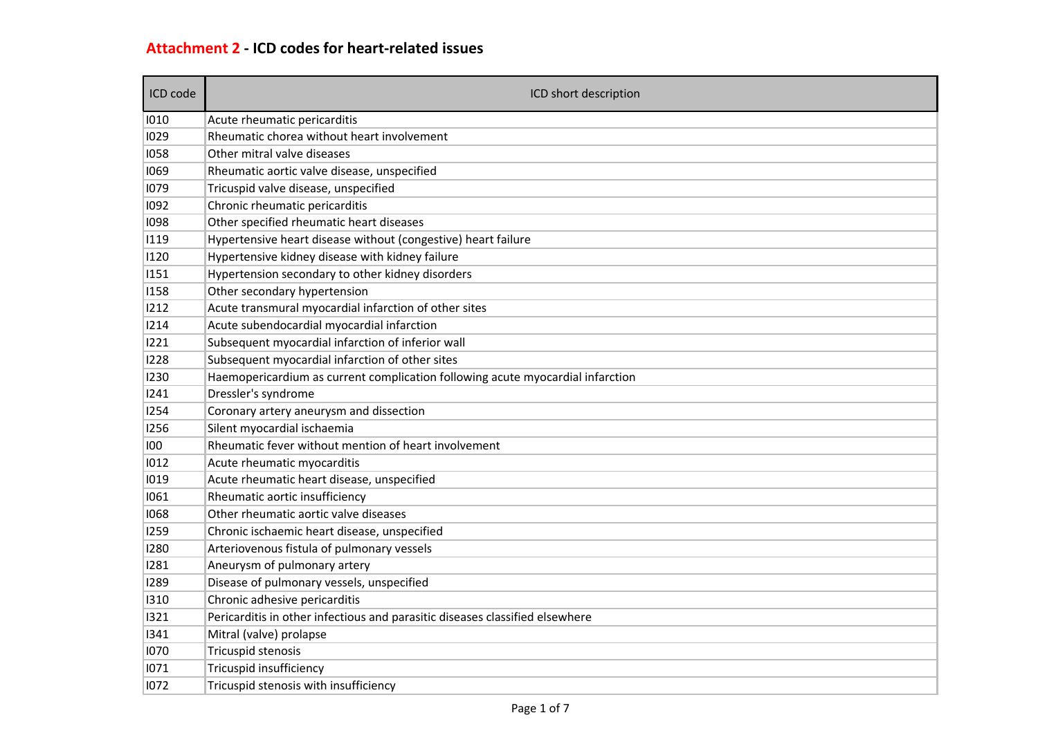## Attachment 2 - ICD codes for heart-related issues

| ICD code | ICD short description |
|---|---|
| I010 | Acute rheumatic pericarditis |
| I029 | Rheumatic chorea without heart involvement |
| I058 | Other mitral valve diseases |
| I069 | Rheumatic aortic valve disease, unspecified |
| I079 | Tricuspid valve disease, unspecified |
| I092 | Chronic rheumatic pericarditis |
| I098 | Other specified rheumatic heart diseases |
| I119 | Hypertensive heart disease without (congestive) heart failure |
| I120 | Hypertensive kidney disease with kidney failure |
| I151 | Hypertension secondary to other kidney disorders |
| I158 | Other secondary hypertension |
| I212 | Acute transmural myocardial infarction of other sites |
| I214 | Acute subendocardial myocardial infarction |
| I221 | Subsequent myocardial infarction of inferior wall |
| I228 | Subsequent myocardial infarction of other sites |
| I230 | Haemopericardium as current complication following acute myocardial infarction |
| I241 | Dressler's syndrome |
| I254 | Coronary artery aneurysm and dissection |
| I256 | Silent myocardial ischaemia |
| I00 | Rheumatic fever without mention of heart involvement |
| I012 | Acute rheumatic myocarditis |
| I019 | Acute rheumatic heart disease, unspecified |
| I061 | Rheumatic aortic insufficiency |
| I068 | Other rheumatic aortic valve diseases |
| I259 | Chronic ischaemic heart disease, unspecified |
| I280 | Arteriovenous fistula of pulmonary vessels |
| I281 | Aneurysm of pulmonary artery |
| I289 | Disease of pulmonary vessels, unspecified |
| I310 | Chronic adhesive pericarditis |
| I321 | Pericarditis in other infectious and parasitic diseases classified elsewhere |
| I341 | Mitral (valve) prolapse |
| I070 | Tricuspid stenosis |
| I071 | Tricuspid insufficiency |
| I072 | Tricuspid stenosis with insufficiency |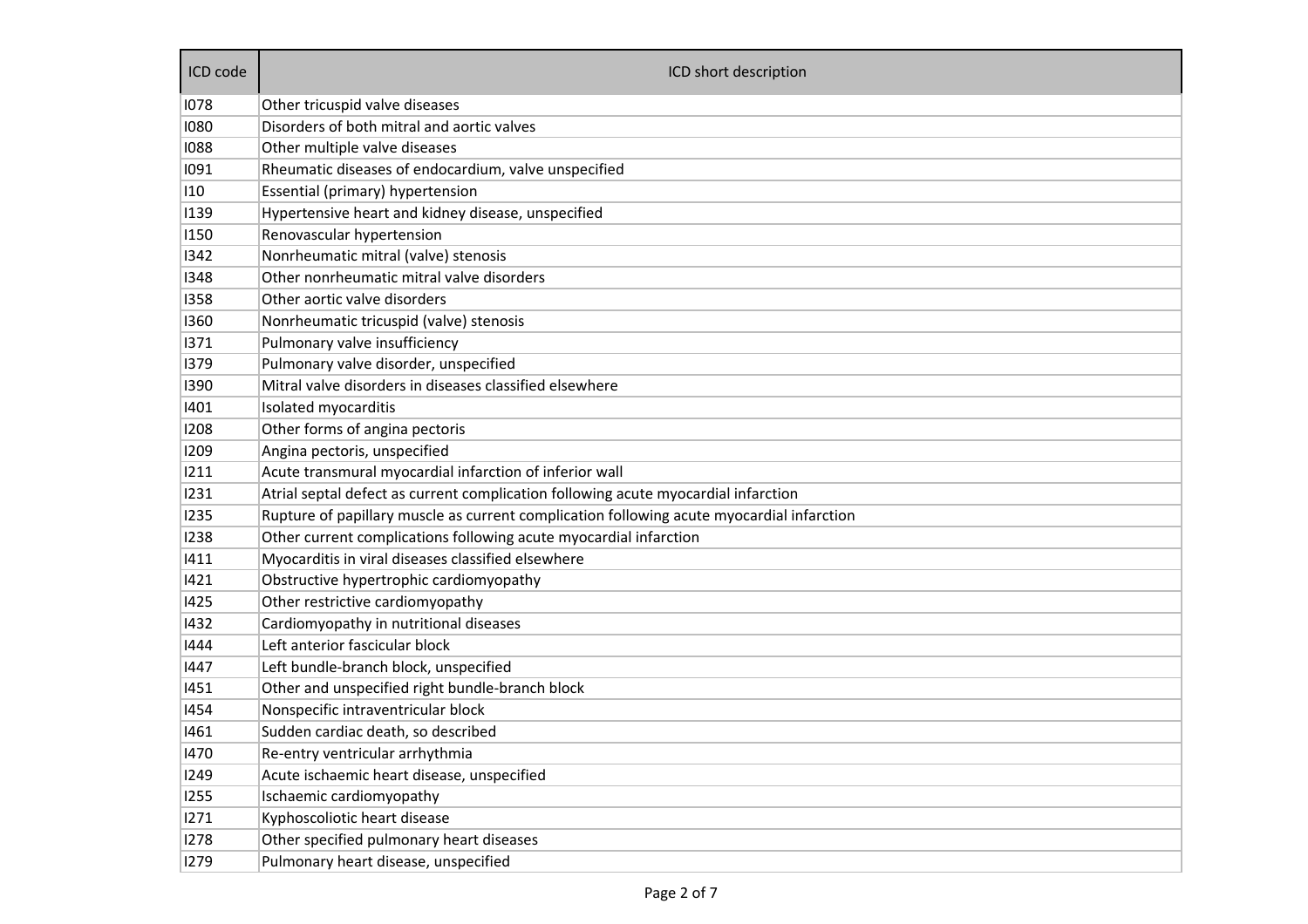| ICD code | ICD short description |
| --- | --- |
| I078 | Other tricuspid valve diseases |
| I080 | Disorders of both mitral and aortic valves |
| I088 | Other multiple valve diseases |
| I091 | Rheumatic diseases of endocardium, valve unspecified |
| I10 | Essential (primary) hypertension |
| I139 | Hypertensive heart and kidney disease, unspecified |
| I150 | Renovascular hypertension |
| I342 | Nonrheumatic mitral (valve) stenosis |
| I348 | Other nonrheumatic mitral valve disorders |
| I358 | Other aortic valve disorders |
| I360 | Nonrheumatic tricuspid (valve) stenosis |
| I371 | Pulmonary valve insufficiency |
| I379 | Pulmonary valve disorder, unspecified |
| I390 | Mitral valve disorders in diseases classified elsewhere |
| I401 | Isolated myocarditis |
| I208 | Other forms of angina pectoris |
| I209 | Angina pectoris, unspecified |
| I211 | Acute transmural myocardial infarction of inferior wall |
| I231 | Atrial septal defect as current complication following acute myocardial infarction |
| I235 | Rupture of papillary muscle as current complication following acute myocardial infarction |
| I238 | Other current complications following acute myocardial infarction |
| I411 | Myocarditis in viral diseases classified elsewhere |
| I421 | Obstructive hypertrophic cardiomyopathy |
| I425 | Other restrictive cardiomyopathy |
| I432 | Cardiomyopathy in nutritional diseases |
| I444 | Left anterior fascicular block |
| I447 | Left bundle-branch block, unspecified |
| I451 | Other and unspecified right bundle-branch block |
| I454 | Nonspecific intraventricular block |
| I461 | Sudden cardiac death, so described |
| I470 | Re-entry ventricular arrhythmia |
| I249 | Acute ischaemic heart disease, unspecified |
| I255 | Ischaemic cardiomyopathy |
| I271 | Kyphoscoliotic heart disease |
| I278 | Other specified pulmonary heart diseases |
| I279 | Pulmonary heart disease, unspecified |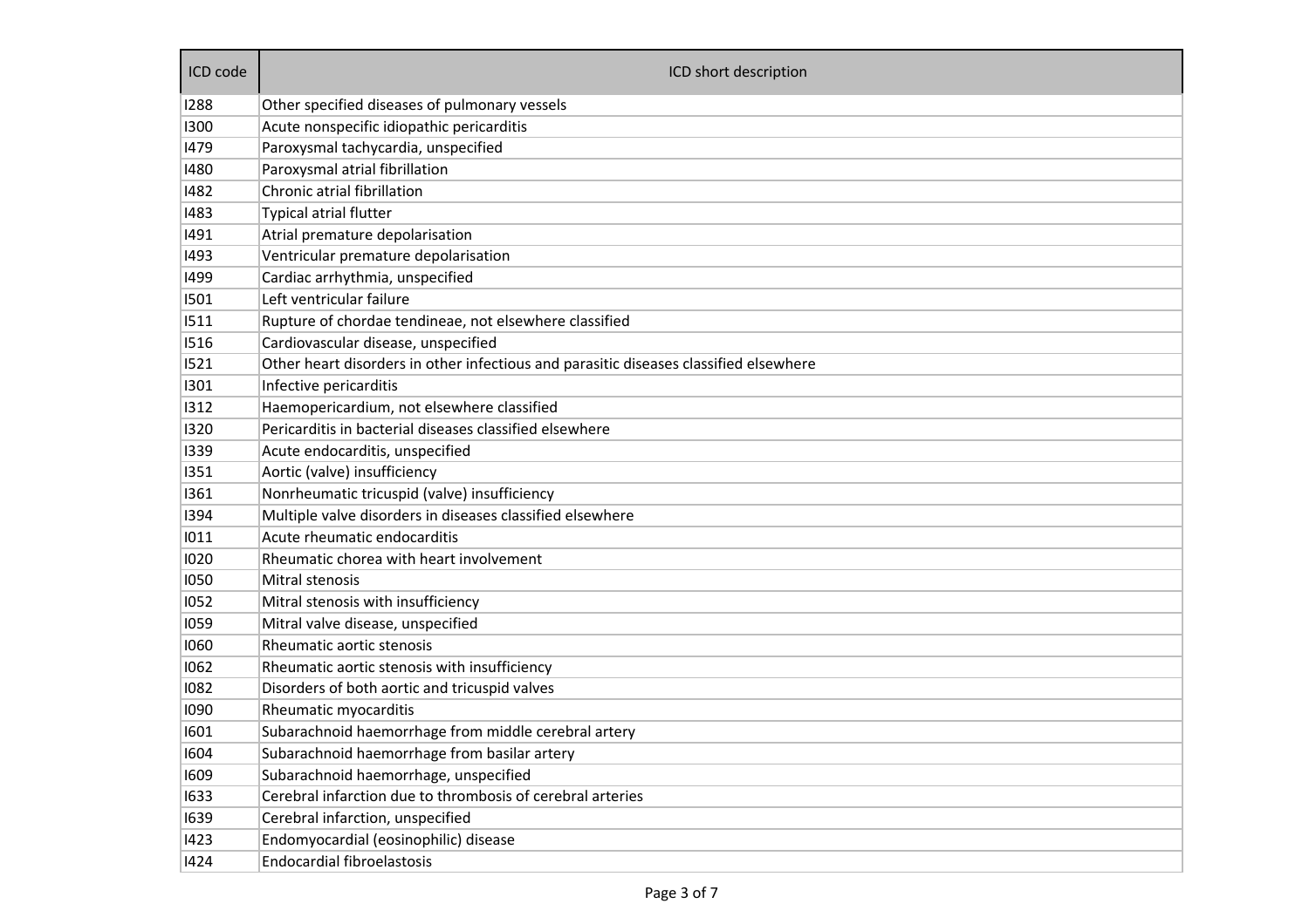| ICD code | ICD short description |
| --- | --- |
| I288 | Other specified diseases of pulmonary vessels |
| I300 | Acute nonspecific idiopathic pericarditis |
| I479 | Paroxysmal tachycardia, unspecified |
| I480 | Paroxysmal atrial fibrillation |
| I482 | Chronic atrial fibrillation |
| I483 | Typical atrial flutter |
| I491 | Atrial premature depolarisation |
| I493 | Ventricular premature depolarisation |
| I499 | Cardiac arrhythmia, unspecified |
| I501 | Left ventricular failure |
| I511 | Rupture of chordae tendineae, not elsewhere classified |
| I516 | Cardiovascular disease, unspecified |
| I521 | Other heart disorders in other infectious and parasitic diseases classified elsewhere |
| I301 | Infective pericarditis |
| I312 | Haemopericardium, not elsewhere classified |
| I320 | Pericarditis in bacterial diseases classified elsewhere |
| I339 | Acute endocarditis, unspecified |
| I351 | Aortic (valve) insufficiency |
| I361 | Nonrheumatic tricuspid (valve) insufficiency |
| I394 | Multiple valve disorders in diseases classified elsewhere |
| I011 | Acute rheumatic endocarditis |
| I020 | Rheumatic chorea with heart involvement |
| I050 | Mitral stenosis |
| I052 | Mitral stenosis with insufficiency |
| I059 | Mitral valve disease, unspecified |
| I060 | Rheumatic aortic stenosis |
| I062 | Rheumatic aortic stenosis with insufficiency |
| I082 | Disorders of both aortic and tricuspid valves |
| I090 | Rheumatic myocarditis |
| I601 | Subarachnoid haemorrhage from middle cerebral artery |
| I604 | Subarachnoid haemorrhage from basilar artery |
| I609 | Subarachnoid haemorrhage, unspecified |
| I633 | Cerebral infarction due to thrombosis of cerebral arteries |
| I639 | Cerebral infarction, unspecified |
| I423 | Endomyocardial (eosinophilic) disease |
| I424 | Endocardial fibroelastosis |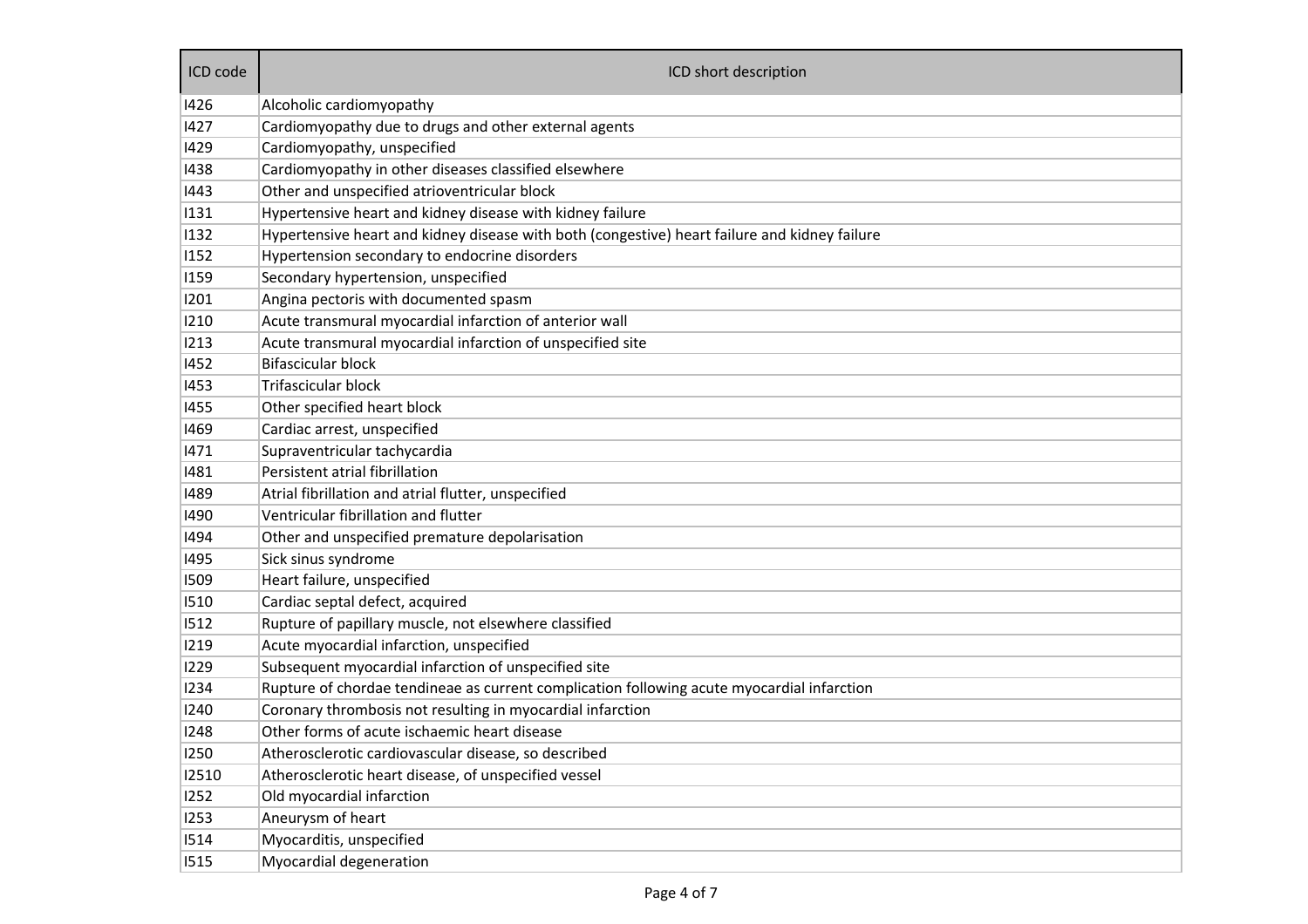| ICD code | ICD short description |
| --- | --- |
| I426 | Alcoholic cardiomyopathy |
| I427 | Cardiomyopathy due to drugs and other external agents |
| I429 | Cardiomyopathy, unspecified |
| I438 | Cardiomyopathy in other diseases classified elsewhere |
| I443 | Other and unspecified atrioventricular block |
| I131 | Hypertensive heart and kidney disease with kidney failure |
| I132 | Hypertensive heart and kidney disease with both (congestive) heart failure and kidney failure |
| I152 | Hypertension secondary to endocrine disorders |
| I159 | Secondary hypertension, unspecified |
| I201 | Angina pectoris with documented spasm |
| I210 | Acute transmural myocardial infarction of anterior wall |
| I213 | Acute transmural myocardial infarction of unspecified site |
| I452 | Bifascicular block |
| I453 | Trifascicular block |
| I455 | Other specified heart block |
| I469 | Cardiac arrest, unspecified |
| I471 | Supraventricular tachycardia |
| I481 | Persistent atrial fibrillation |
| I489 | Atrial fibrillation and atrial flutter, unspecified |
| I490 | Ventricular fibrillation and flutter |
| I494 | Other and unspecified premature depolarisation |
| I495 | Sick sinus syndrome |
| I509 | Heart failure, unspecified |
| I510 | Cardiac septal defect, acquired |
| I512 | Rupture of papillary muscle, not elsewhere classified |
| I219 | Acute myocardial infarction, unspecified |
| I229 | Subsequent myocardial infarction of unspecified site |
| I234 | Rupture of chordae tendineae as current complication following acute myocardial infarction |
| I240 | Coronary thrombosis not resulting in myocardial infarction |
| I248 | Other forms of acute ischaemic heart disease |
| I250 | Atherosclerotic cardiovascular disease, so described |
| I2510 | Atherosclerotic heart disease, of unspecified vessel |
| I252 | Old myocardial infarction |
| I253 | Aneurysm of heart |
| I514 | Myocarditis, unspecified |
| I515 | Myocardial degeneration |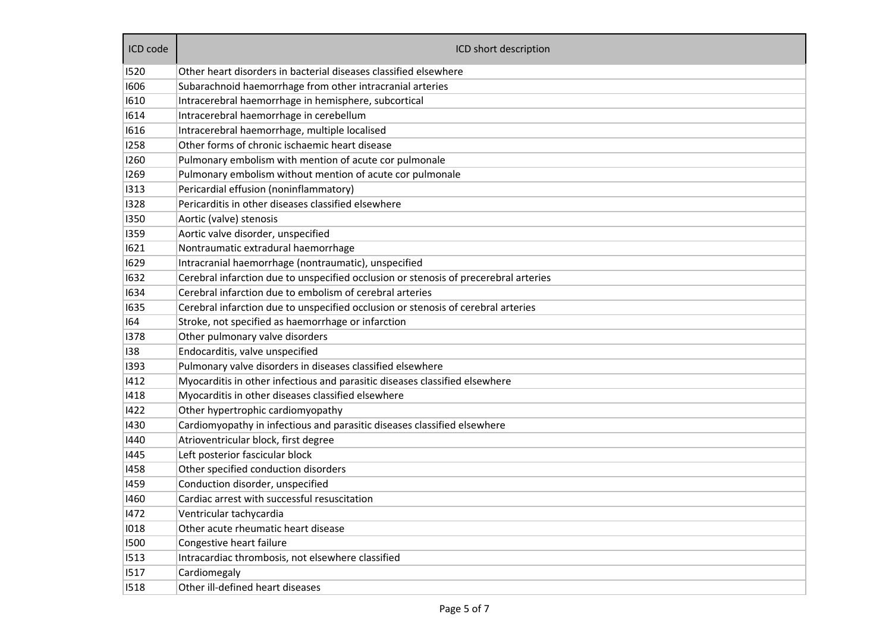| ICD code | ICD short description |
|---|---|
| I520 | Other heart disorders in bacterial diseases classified elsewhere |
| I606 | Subarachnoid haemorrhage from other intracranial arteries |
| I610 | Intracerebral haemorrhage in hemisphere, subcortical |
| I614 | Intracerebral haemorrhage in cerebellum |
| I616 | Intracerebral haemorrhage, multiple localised |
| I258 | Other forms of chronic ischaemic heart disease |
| I260 | Pulmonary embolism with mention of acute cor pulmonale |
| I269 | Pulmonary embolism without mention of acute cor pulmonale |
| I313 | Pericardial effusion (noninflammatory) |
| I328 | Pericarditis in other diseases classified elsewhere |
| I350 | Aortic (valve) stenosis |
| I359 | Aortic valve disorder, unspecified |
| I621 | Nontraumatic extradural haemorrhage |
| I629 | Intracranial haemorrhage (nontraumatic), unspecified |
| I632 | Cerebral infarction due to unspecified occlusion or stenosis of precerebral arteries |
| I634 | Cerebral infarction due to embolism of cerebral arteries |
| I635 | Cerebral infarction due to unspecified occlusion or stenosis of cerebral arteries |
| I64 | Stroke, not specified as haemorrhage or infarction |
| I378 | Other pulmonary valve disorders |
| I38 | Endocarditis, valve unspecified |
| I393 | Pulmonary valve disorders in diseases classified elsewhere |
| I412 | Myocarditis in other infectious and parasitic diseases classified elsewhere |
| I418 | Myocarditis in other diseases classified elsewhere |
| I422 | Other hypertrophic cardiomyopathy |
| I430 | Cardiomyopathy in infectious and parasitic diseases classified elsewhere |
| I440 | Atrioventricular block, first degree |
| I445 | Left posterior fascicular block |
| I458 | Other specified conduction disorders |
| I459 | Conduction disorder, unspecified |
| I460 | Cardiac arrest with successful resuscitation |
| I472 | Ventricular tachycardia |
| I018 | Other acute rheumatic heart disease |
| I500 | Congestive heart failure |
| I513 | Intracardiac thrombosis, not elsewhere classified |
| I517 | Cardiomegaly |
| I518 | Other ill-defined heart diseases |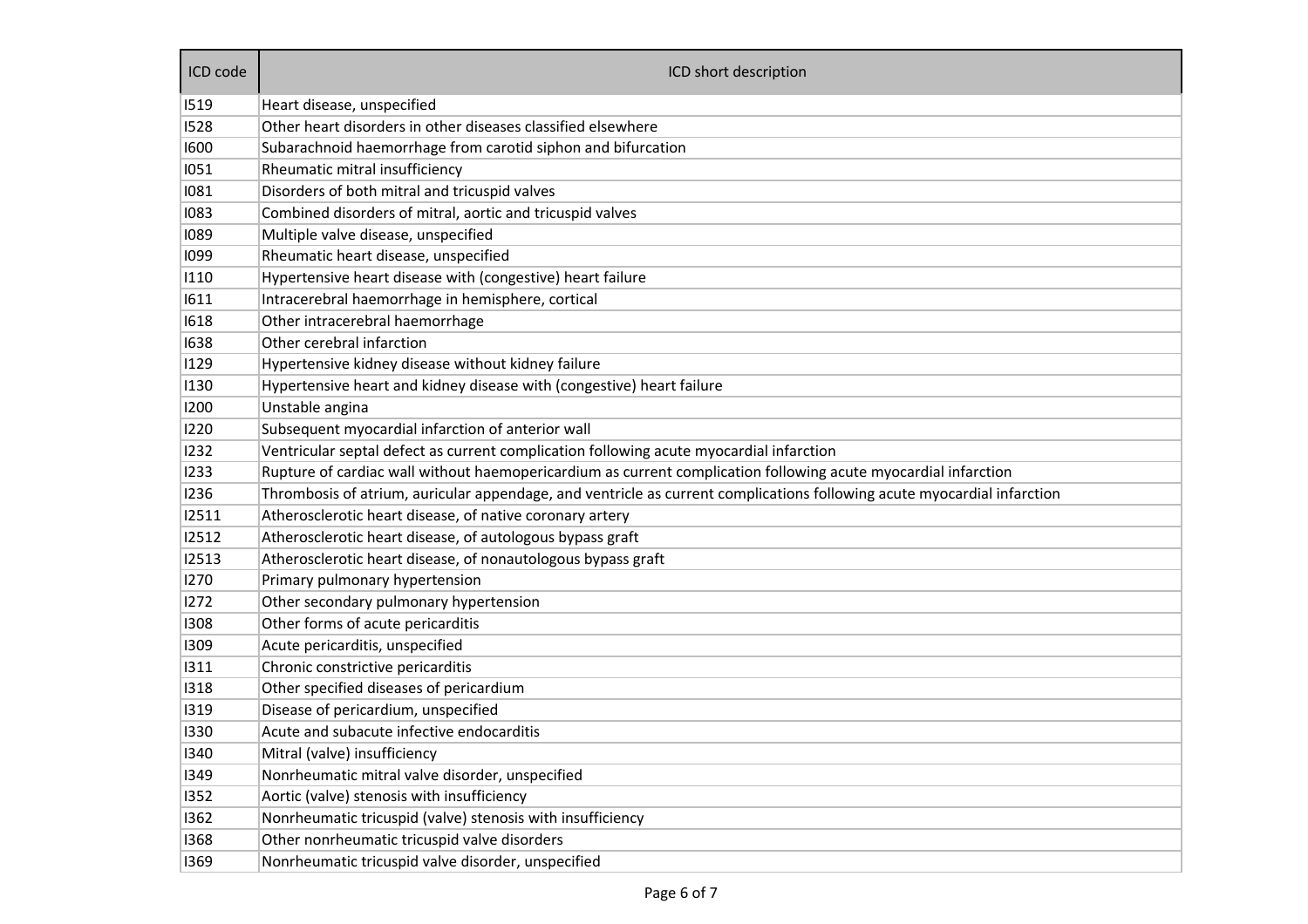| ICD code | ICD short description |
| --- | --- |
| I519 | Heart disease, unspecified |
| I528 | Other heart disorders in other diseases classified elsewhere |
| I600 | Subarachnoid haemorrhage from carotid siphon and bifurcation |
| I051 | Rheumatic mitral insufficiency |
| I081 | Disorders of both mitral and tricuspid valves |
| I083 | Combined disorders of mitral, aortic and tricuspid valves |
| I089 | Multiple valve disease, unspecified |
| I099 | Rheumatic heart disease, unspecified |
| I110 | Hypertensive heart disease with (congestive) heart failure |
| I611 | Intracerebral haemorrhage in hemisphere, cortical |
| I618 | Other intracerebral haemorrhage |
| I638 | Other cerebral infarction |
| I129 | Hypertensive kidney disease without kidney failure |
| I130 | Hypertensive heart and kidney disease with (congestive) heart failure |
| I200 | Unstable angina |
| I220 | Subsequent myocardial infarction of anterior wall |
| I232 | Ventricular septal defect as current complication following acute myocardial infarction |
| I233 | Rupture of cardiac wall without haemopericardium as current complication following acute myocardial infarction |
| I236 | Thrombosis of atrium, auricular appendage, and ventricle as current complications following acute myocardial infarction |
| I2511 | Atherosclerotic heart disease, of native coronary artery |
| I2512 | Atherosclerotic heart disease, of autologous bypass graft |
| I2513 | Atherosclerotic heart disease, of nonautologous bypass graft |
| I270 | Primary pulmonary hypertension |
| I272 | Other secondary pulmonary hypertension |
| I308 | Other forms of acute pericarditis |
| I309 | Acute pericarditis, unspecified |
| I311 | Chronic constrictive pericarditis |
| I318 | Other specified diseases of pericardium |
| I319 | Disease of pericardium, unspecified |
| I330 | Acute and subacute infective endocarditis |
| I340 | Mitral (valve) insufficiency |
| I349 | Nonrheumatic mitral valve disorder, unspecified |
| I352 | Aortic (valve) stenosis with insufficiency |
| I362 | Nonrheumatic tricuspid (valve) stenosis with insufficiency |
| I368 | Other nonrheumatic tricuspid valve disorders |
| I369 | Nonrheumatic tricuspid valve disorder, unspecified |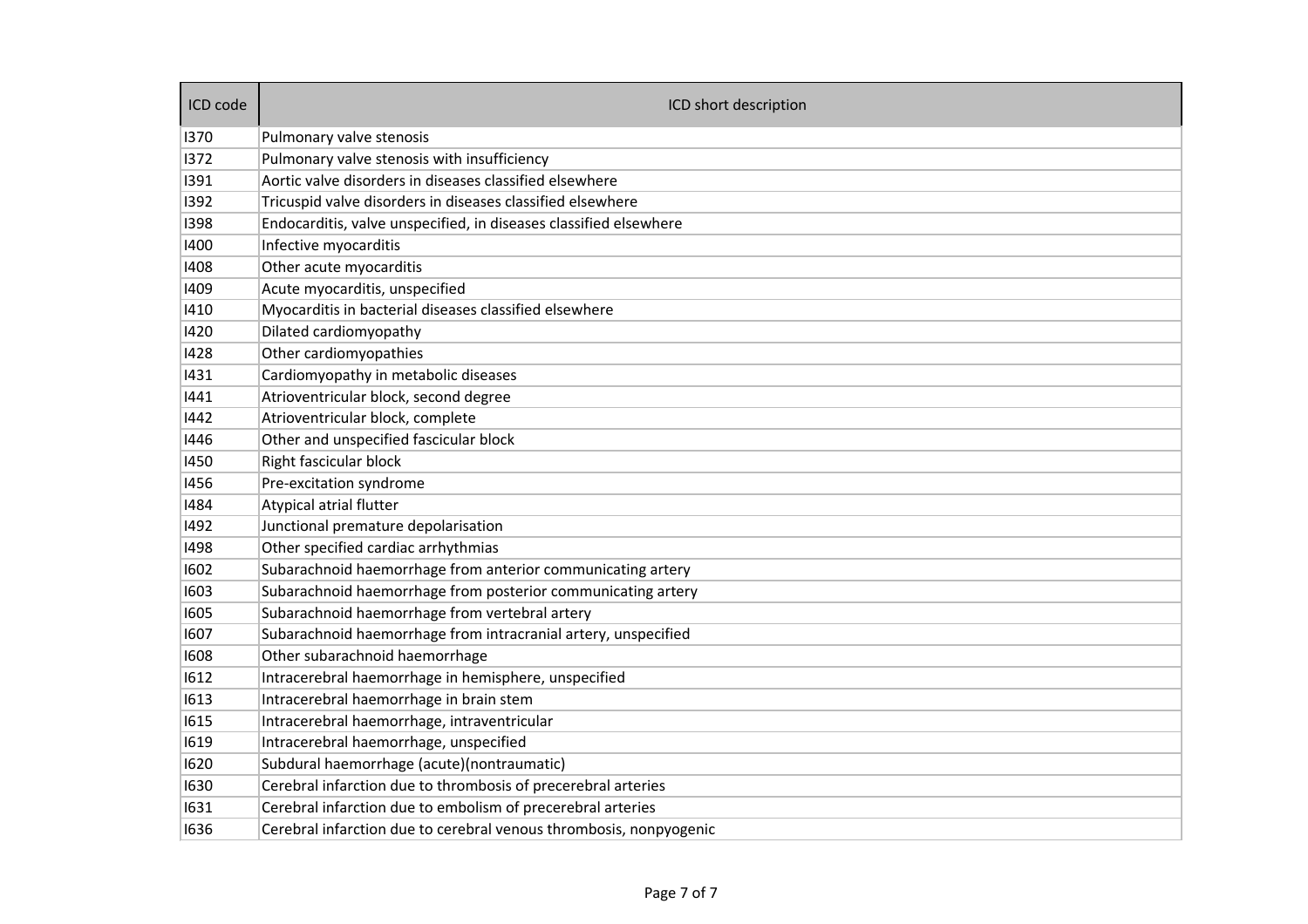| ICD code | ICD short description |
|---|---|
| I370 | Pulmonary valve stenosis |
| I372 | Pulmonary valve stenosis with insufficiency |
| I391 | Aortic valve disorders in diseases classified elsewhere |
| I392 | Tricuspid valve disorders in diseases classified elsewhere |
| I398 | Endocarditis, valve unspecified, in diseases classified elsewhere |
| I400 | Infective myocarditis |
| I408 | Other acute myocarditis |
| I409 | Acute myocarditis, unspecified |
| I410 | Myocarditis in bacterial diseases classified elsewhere |
| I420 | Dilated cardiomyopathy |
| I428 | Other cardiomyopathies |
| I431 | Cardiomyopathy in metabolic diseases |
| I441 | Atrioventricular block, second degree |
| I442 | Atrioventricular block, complete |
| I446 | Other and unspecified fascicular block |
| I450 | Right fascicular block |
| I456 | Pre-excitation syndrome |
| I484 | Atypical atrial flutter |
| I492 | Junctional premature depolarisation |
| I498 | Other specified cardiac arrhythmias |
| I602 | Subarachnoid haemorrhage from anterior communicating artery |
| I603 | Subarachnoid haemorrhage from posterior communicating artery |
| I605 | Subarachnoid haemorrhage from vertebral artery |
| I607 | Subarachnoid haemorrhage from intracranial artery, unspecified |
| I608 | Other subarachnoid haemorrhage |
| I612 | Intracerebral haemorrhage in hemisphere, unspecified |
| I613 | Intracerebral haemorrhage in brain stem |
| I615 | Intracerebral haemorrhage, intraventricular |
| I619 | Intracerebral haemorrhage, unspecified |
| I620 | Subdural haemorrhage (acute)(nontraumatic) |
| I630 | Cerebral infarction due to thrombosis of precerebral arteries |
| I631 | Cerebral infarction due to embolism of precerebral arteries |
| I636 | Cerebral infarction due to cerebral venous thrombosis, nonpyogenic |